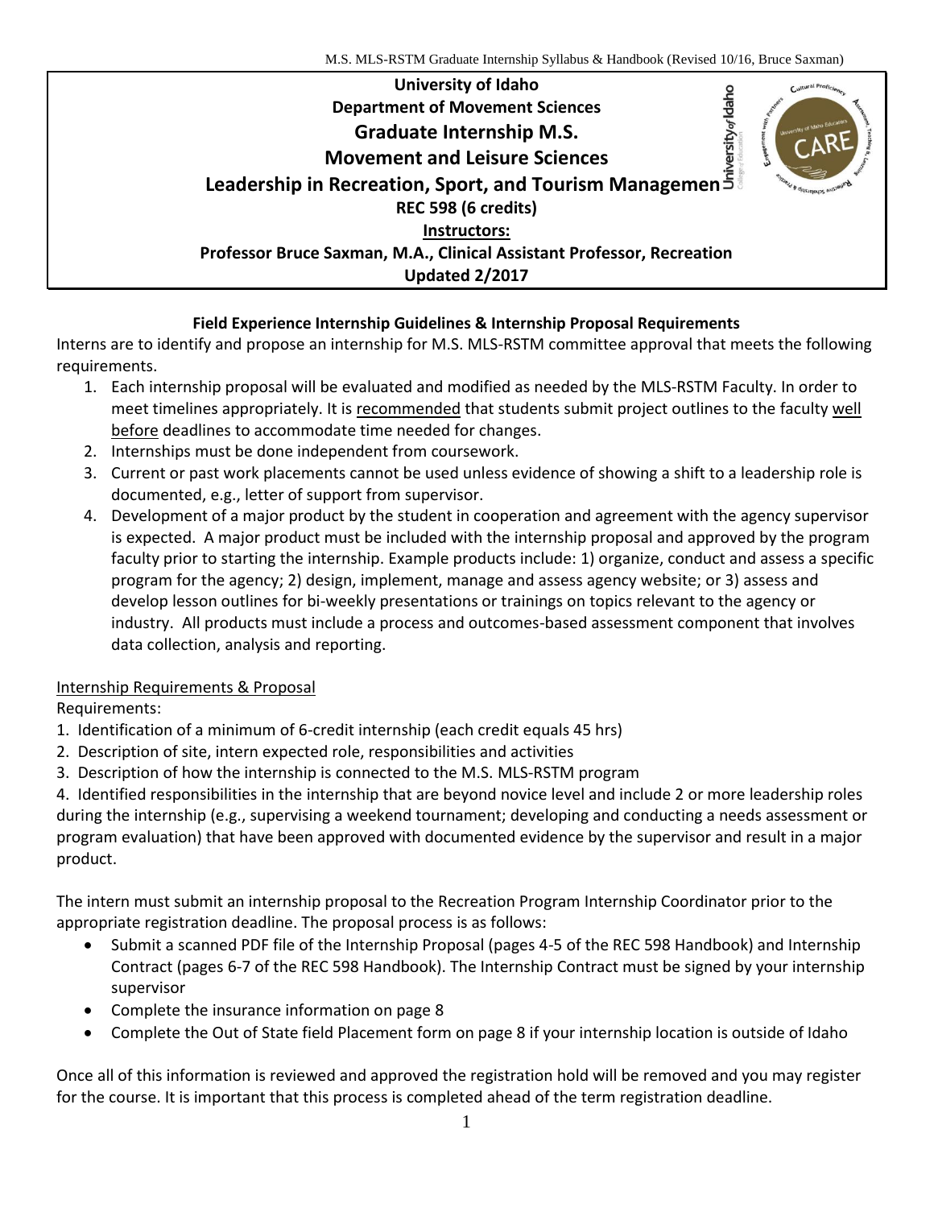**University of Idaho**
**Department of Movement Sciences**

# Graduate Internship M.S.

# Movement and Leisure Sciences

# Leadership in Recreation, Sport, and Tourism Management

**REC 598 (6 credits)**

**Instructors:**

**Professor Bruce Saxman, M.A., Clinical Assistant Professor, Recreation**

**Updated 2/2017**

## Field Experience Internship Guidelines & Internship Proposal Requirements

Interns are to identify and propose an internship for M.S. MLS-RSTM committee approval that meets the following requirements.

1. Each internship proposal will be evaluated and modified as needed by the MLS-RSTM Faculty. In order to meet timelines appropriately. It is recommended that students submit project outlines to the faculty well before deadlines to accommodate time needed for changes.
2. Internships must be done independent from coursework.
3. Current or past work placements cannot be used unless evidence of showing a shift to a leadership role is documented, e.g., letter of support from supervisor.
4. Development of a major product by the student in cooperation and agreement with the agency supervisor is expected. A major product must be included with the internship proposal and approved by the program faculty prior to starting the internship. Example products include: 1) organize, conduct and assess a specific program for the agency; 2) design, implement, manage and assess agency website; or 3) assess and develop lesson outlines for bi-weekly presentations or trainings on topics relevant to the agency or industry. All products must include a process and outcomes-based assessment component that involves data collection, analysis and reporting.

Internship Requirements & Proposal

Requirements:

1. Identification of a minimum of 6-credit internship (each credit equals 45 hrs)
2. Description of site, intern expected role, responsibilities and activities
3. Description of how the internship is connected to the M.S. MLS-RSTM program
4. Identified responsibilities in the internship that are beyond novice level and include 2 or more leadership roles during the internship (e.g., supervising a weekend tournament; developing and conducting a needs assessment or program evaluation) that have been approved with documented evidence by the supervisor and result in a major product.

The intern must submit an internship proposal to the Recreation Program Internship Coordinator prior to the appropriate registration deadline. The proposal process is as follows:

- Submit a scanned PDF file of the Internship Proposal (pages 4-5 of the REC 598 Handbook) and Internship Contract (pages 6-7 of the REC 598 Handbook). The Internship Contract must be signed by your internship supervisor
- Complete the insurance information on page 8
- Complete the Out of State field Placement form on page 8 if your internship location is outside of Idaho

Once all of this information is reviewed and approved the registration hold will be removed and you may register for the course. It is important that this process is completed ahead of the term registration deadline.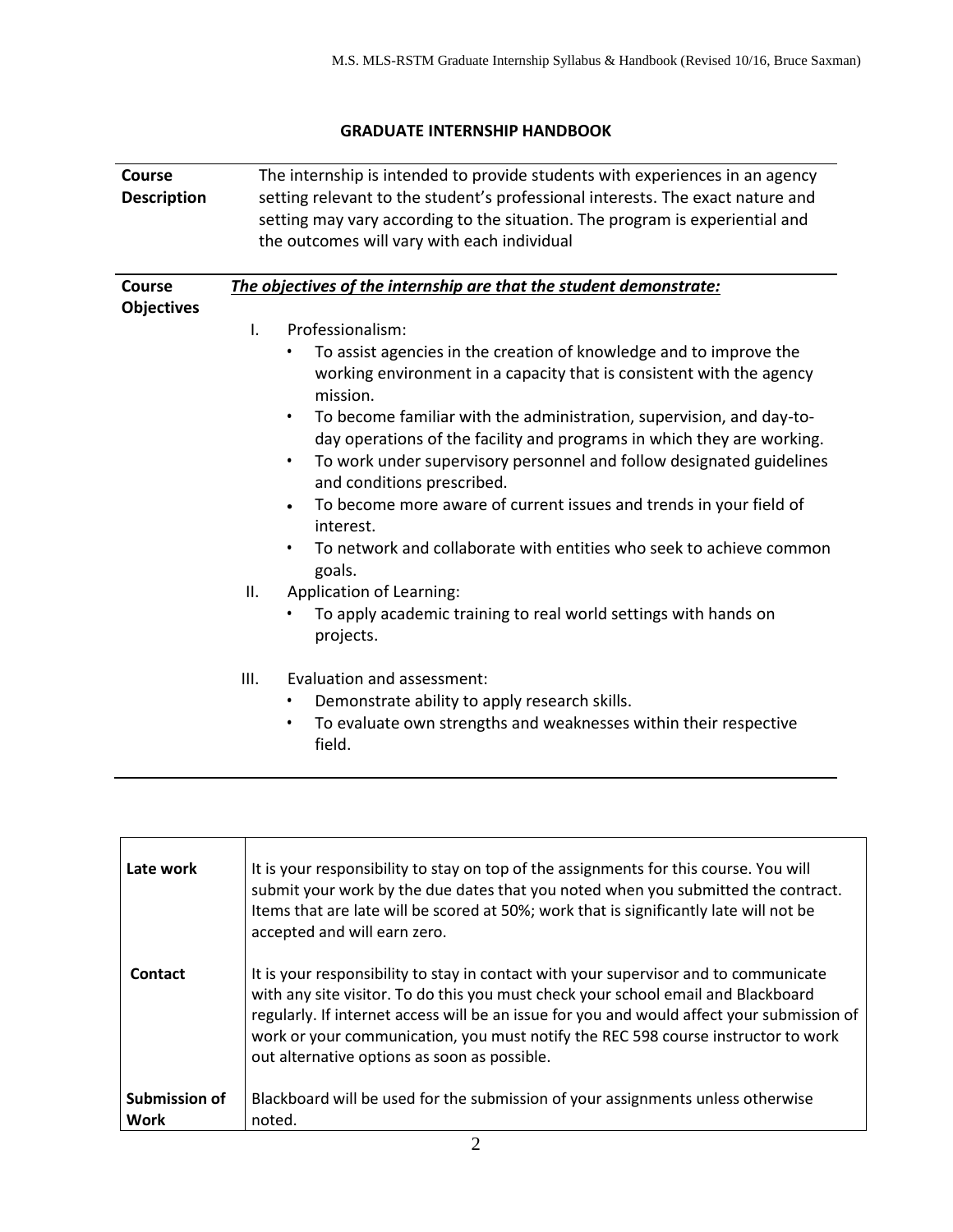## GRADUATE INTERNSHIP HANDBOOK

**Course Description**

The internship is intended to provide students with experiences in an agency setting relevant to the student's professional interests. The exact nature and setting may vary according to the situation. The program is experiential and the outcomes will vary with each individual

**Course Objectives**

***The objectives of the internship are that the student demonstrate:***

I. Professionalism:
- To assist agencies in the creation of knowledge and to improve the working environment in a capacity that is consistent with the agency mission.
- To become familiar with the administration, supervision, and day-to-day operations of the facility and programs in which they are working.
- To work under supervisory personnel and follow designated guidelines and conditions prescribed.
- To become more aware of current issues and trends in your field of interest.
- To network and collaborate with entities who seek to achieve common goals.

II. Application of Learning:
- To apply academic training to real world settings with hands on projects.

III. Evaluation and assessment:
- Demonstrate ability to apply research skills.
- To evaluate own strengths and weaknesses within their respective field.

| | |
|---|---|
| **Late work** | It is your responsibility to stay on top of the assignments for this course. You will submit your work by the due dates that you noted when you submitted the contract. Items that are late will be scored at 50%; work that is significantly late will not be accepted and will earn zero. |
| **Contact** | It is your responsibility to stay in contact with your supervisor and to communicate with any site visitor. To do this you must check your school email and Blackboard regularly. If internet access will be an issue for you and would affect your submission of work or your communication, you must notify the REC 598 course instructor to work out alternative options as soon as possible. |
| **Submission of Work** | Blackboard will be used for the submission of your assignments unless otherwise noted. |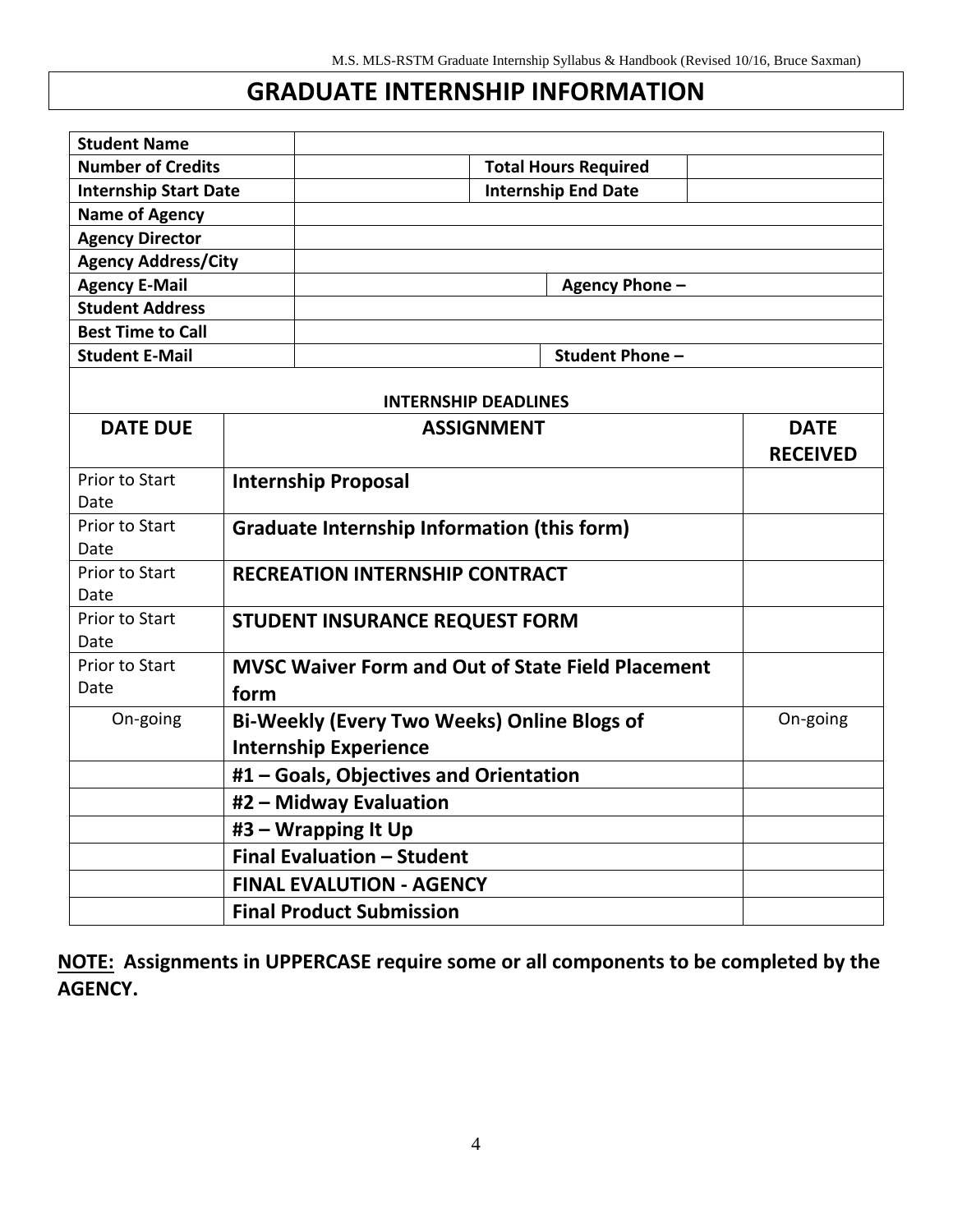# GRADUATE INTERNSHIP INFORMATION

| **Student Name** | | | |
|---|---|---|---|
| **Number of Credits** | | **Total Hours Required** | |
| **Internship Start Date** | | **Internship End Date** | |
| **Name of Agency** | | | |
| **Agency Director** | | | |
| **Agency Address/City** | | | |
| **Agency E-Mail** | | **Agency Phone –** | |
| **Student Address** | | | |
| **Best Time to Call** | | | |
| **Student E-Mail** | | **Student Phone –** | |

**INTERNSHIP DEADLINES**

| DATE DUE | ASSIGNMENT | DATE RECEIVED |
|---|---|---|
| Prior to Start Date | **Internship Proposal** | |
| Prior to Start Date | **Graduate Internship Information (this form)** | |
| Prior to Start Date | **RECREATION INTERNSHIP CONTRACT** | |
| Prior to Start Date | **STUDENT INSURANCE REQUEST FORM** | |
| Prior to Start Date | **MVSC Waiver Form and Out of State Field Placement form** | |
| On-going | **Bi-Weekly (Every Two Weeks) Online Blogs of Internship Experience** | On-going |
| | **#1 – Goals, Objectives and Orientation** | |
| | **#2 – Midway Evaluation** | |
| | **#3 – Wrapping It Up** | |
| | **Final Evaluation – Student** | |
| | **FINAL EVALUTION - AGENCY** | |
| | **Final Product Submission** | |

**NOTE: Assignments in UPPERCASE require some or all components to be completed by the AGENCY.**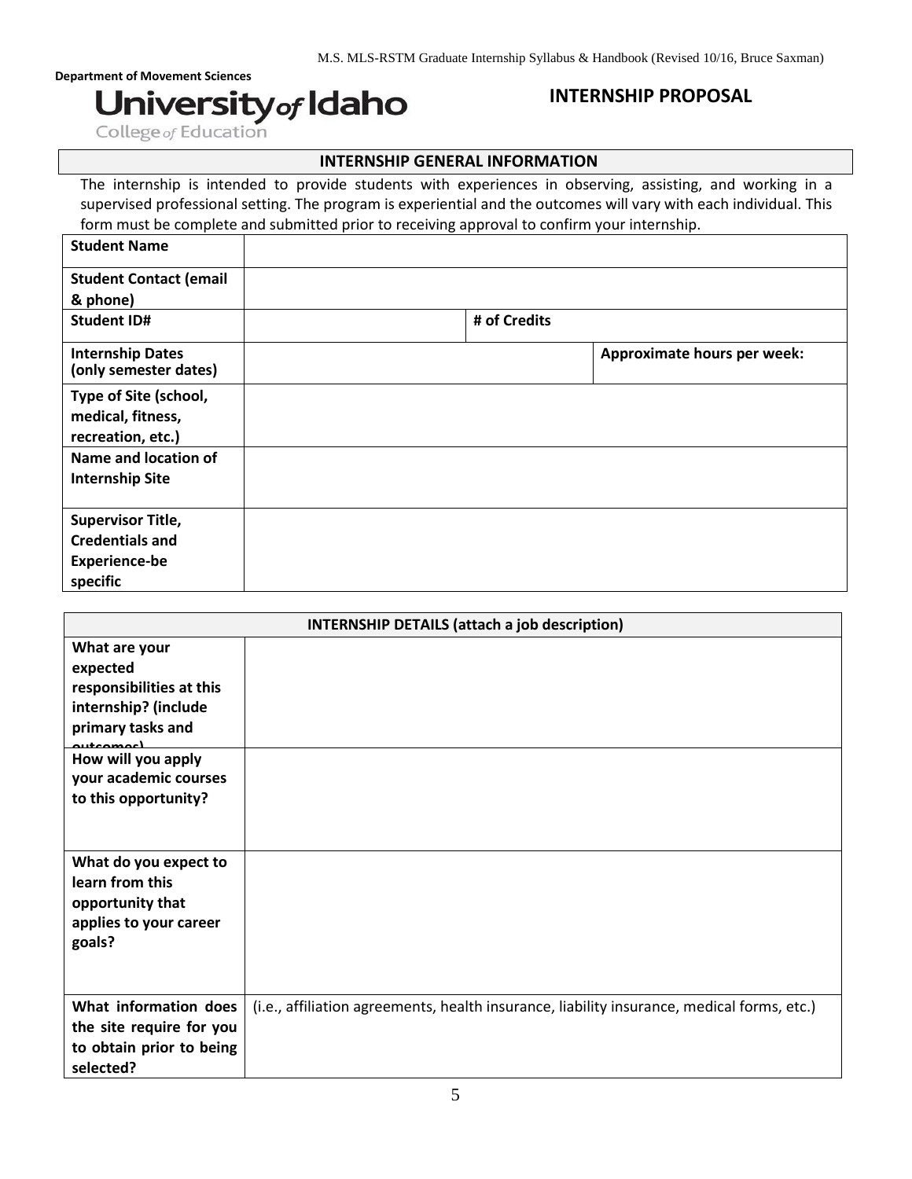**Department of Movement Sciences**

**University of Idaho**
College of Education

# INTERNSHIP PROPOSAL

## INTERNSHIP GENERAL INFORMATION

The internship is intended to provide students with experiences in observing, assisting, and working in a supervised professional setting. The program is experiential and the outcomes will vary with each individual. This form must be complete and submitted prior to receiving approval to confirm your internship.

| | | | |
|---|---|---|---|
| **Student Name** | | | |
| **Student Contact (email & phone)** | | | |
| **Student ID#** | | **# of Credits** | |
| **Internship Dates (only semester dates)** | | **Approximate hours per week:** | |
| **Type of Site (school, medical, fitness, recreation, etc.)** | | | |
| **Name and location of Internship Site** | | | |
| **Supervisor Title, Credentials and Experience-be specific** | | | |

## INTERNSHIP DETAILS (attach a job description)

| | |
|---|---|
| **What are your expected responsibilities at this internship? (include primary tasks and outcomes)** | |
| **How will you apply your academic courses to this opportunity?** | |
| **What do you expect to learn from this opportunity that applies to your career goals?** | |
| **What information does the site require for you to obtain prior to being selected?** | (i.e., affiliation agreements, health insurance, liability insurance, medical forms, etc.) |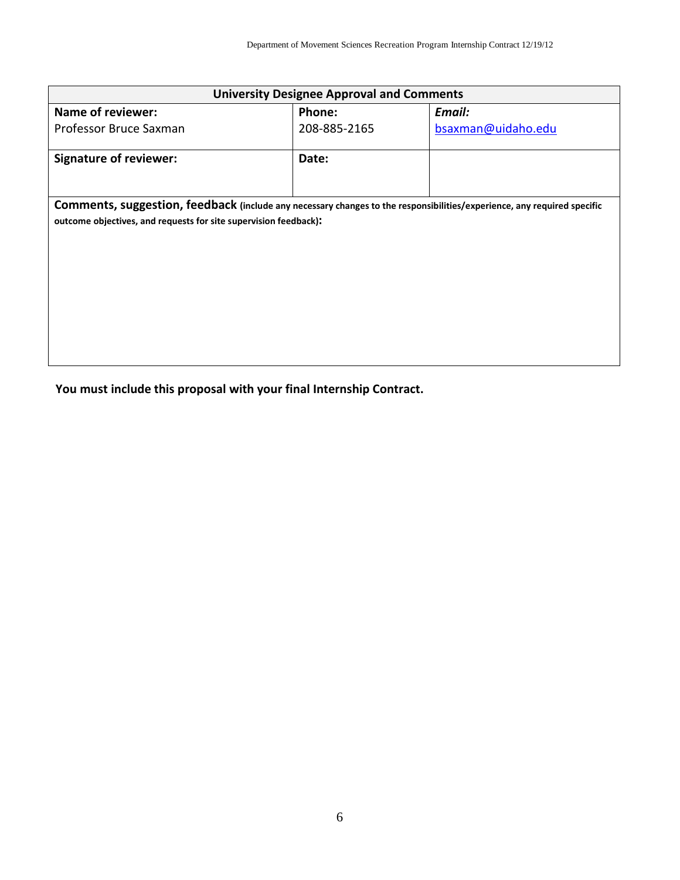| University Designee Approval and Comments | | |
|---|---|---|
| **Name of reviewer:**<br>Professor Bruce Saxman | **Phone:**<br>208-885-2165 | ***Email:***<br>bsaxman@uidaho.edu |
| **Signature of reviewer:** | **Date:** | |
| **Comments, suggestion, feedback (include any necessary changes to the responsibilities/experience, any required specific outcome objectives, and requests for site supervision feedback):** | | |

**You must include this proposal with your final Internship Contract.**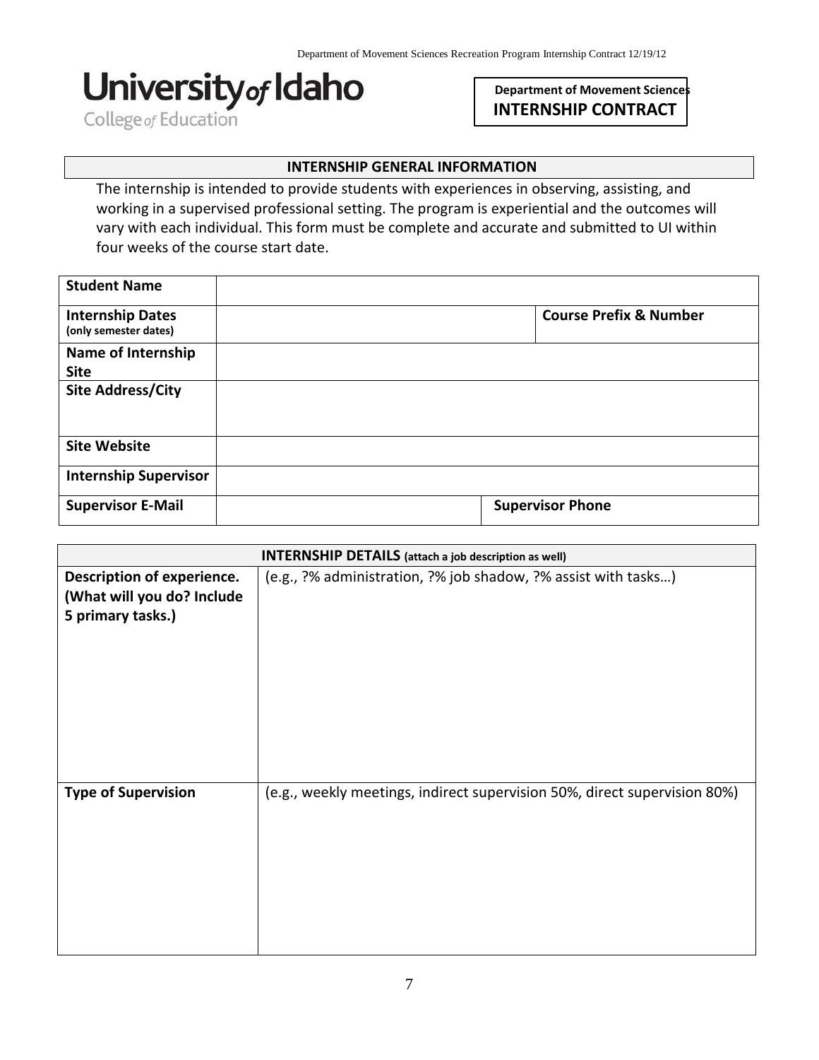University of Idaho
College of Education

**Department of Movement Sciences**
**INTERNSHIP CONTRACT**

## INTERNSHIP GENERAL INFORMATION

The internship is intended to provide students with experiences in observing, assisting, and working in a supervised professional setting. The program is experiential and the outcomes will vary with each individual. This form must be complete and accurate and submitted to UI within four weeks of the course start date.

| | | | |
|---|---|---|---|
| **Student Name** | | | |
| **Internship Dates** (only semester dates) | | **Course Prefix & Number** | |
| **Name of Internship Site** | | | |
| **Site Address/City** | | | |
| **Site Website** | | | |
| **Internship Supervisor** | | | |
| **Supervisor E-Mail** | | **Supervisor Phone** | |

| **INTERNSHIP DETAILS** (attach a job description as well) | |
|---|---|
| **Description of experience. (What will you do? Include 5 primary tasks.)** | (e.g., ?% administration, ?% job shadow, ?% assist with tasks…) |
| **Type of Supervision** | (e.g., weekly meetings, indirect supervision 50%, direct supervision 80%) |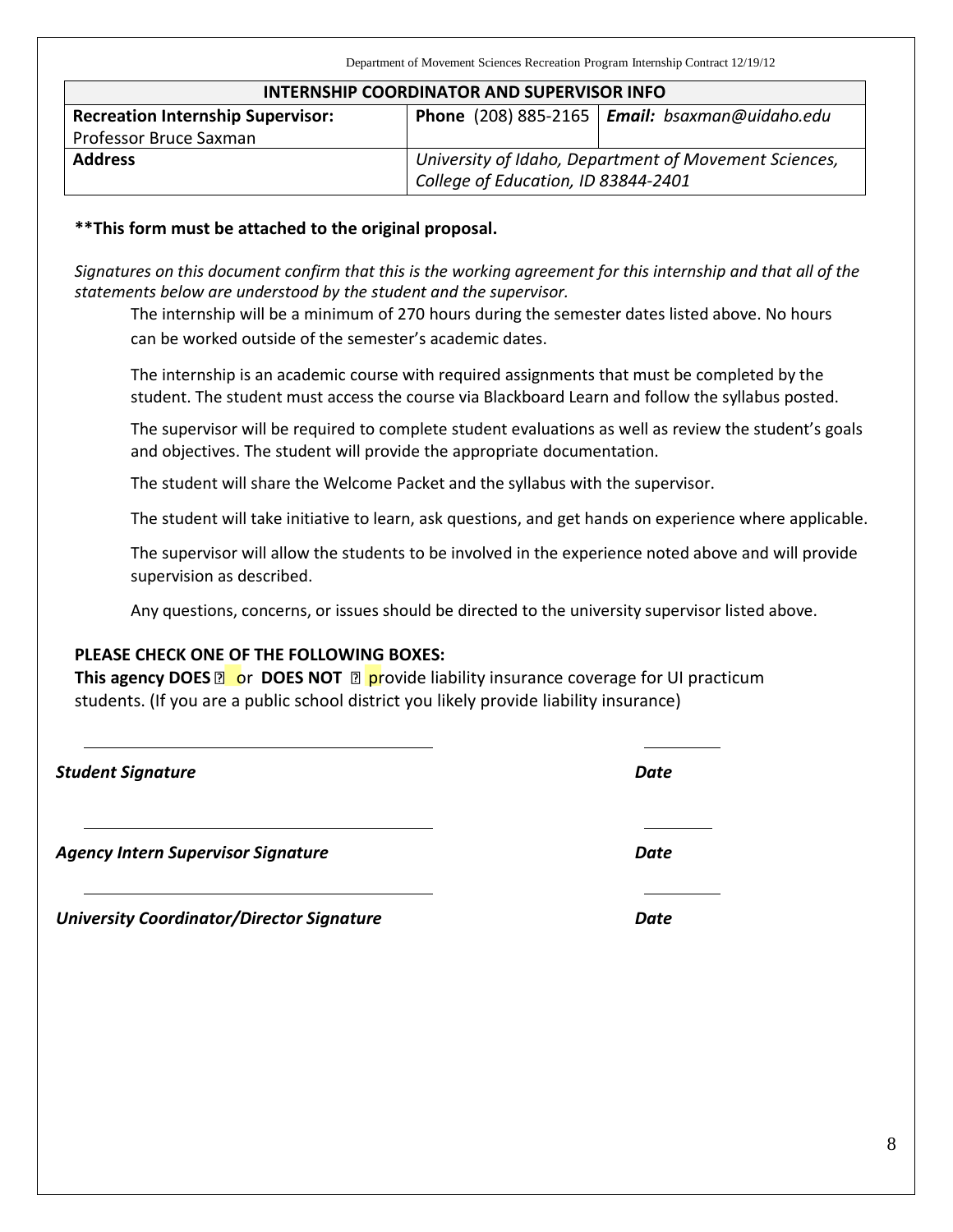| INTERNSHIP COORDINATOR AND SUPERVISOR INFO | | |
|---|---|---|
| **Recreation Internship Supervisor:** Professor Bruce Saxman | **Phone** (208) 885-2165 | ***Email:*** *bsaxman@uidaho.edu* |
| **Address** | *University of Idaho, Department of Movement Sciences, College of Education, ID 83844-2401* | |

**\*\*This form must be attached to the original proposal.**

*Signatures on this document confirm that this is the working agreement for this internship and that all of the statements below are understood by the student and the supervisor.*

The internship will be a minimum of 270 hours during the semester dates listed above. No hours can be worked outside of the semester's academic dates.

The internship is an academic course with required assignments that must be completed by the student. The student must access the course via Blackboard Learn and follow the syllabus posted.

The supervisor will be required to complete student evaluations as well as review the student's goals and objectives. The student will provide the appropriate documentation.

The student will share the Welcome Packet and the syllabus with the supervisor.

The student will take initiative to learn, ask questions, and get hands on experience where applicable.

The supervisor will allow the students to be involved in the experience noted above and will provide supervision as described.

Any questions, concerns, or issues should be directed to the university supervisor listed above.

**PLEASE CHECK ONE OF THE FOLLOWING BOXES:**

**This agency DOES** ☐ or **DOES NOT** ☐ provide liability insurance coverage for UI practicum students. (If you are a public school district you likely provide liability insurance)

______________________________ ________

***Student Signature*** ***Date***

______________________________ ________

***Agency Intern Supervisor Signature*** ***Date***

______________________________ ________

***University Coordinator/Director Signature*** ***Date***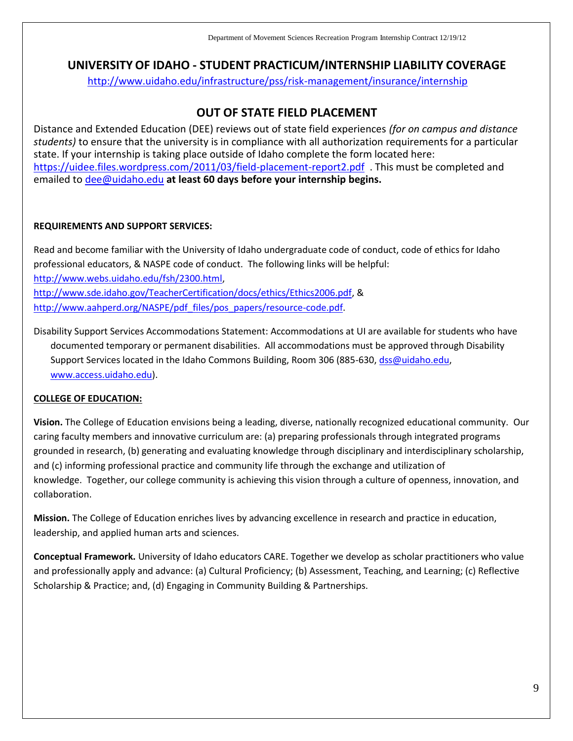## UNIVERSITY OF IDAHO - STUDENT PRACTICUM/INTERNSHIP LIABILITY COVERAGE

http://www.uidaho.edu/infrastructure/pss/risk-management/insurance/internship

## OUT OF STATE FIELD PLACEMENT

Distance and Extended Education (DEE) reviews out of state field experiences *(for on campus and distance students)* to ensure that the university is in compliance with all authorization requirements for a particular state. If your internship is taking place outside of Idaho complete the form located here: https://uidee.files.wordpress.com/2011/03/field-placement-report2.pdf . This must be completed and emailed to dee@uidaho.edu **at least 60 days before your internship begins.**

**REQUIREMENTS AND SUPPORT SERVICES:**

Read and become familiar with the University of Idaho undergraduate code of conduct, code of ethics for Idaho professional educators, & NASPE code of conduct. The following links will be helpful:
http://www.webs.uidaho.edu/fsh/2300.html,
http://www.sde.idaho.gov/TeacherCertification/docs/ethics/Ethics2006.pdf, &
http://www.aahperd.org/NASPE/pdf_files/pos_papers/resource-code.pdf.

Disability Support Services Accommodations Statement: Accommodations at UI are available for students who have documented temporary or permanent disabilities. All accommodations must be approved through Disability Support Services located in the Idaho Commons Building, Room 306 (885-630, dss@uidaho.edu, www.access.uidaho.edu).

**COLLEGE OF EDUCATION:**

**Vision.** The College of Education envisions being a leading, diverse, nationally recognized educational community. Our caring faculty members and innovative curriculum are: (a) preparing professionals through integrated programs grounded in research, (b) generating and evaluating knowledge through disciplinary and interdisciplinary scholarship, and (c) informing professional practice and community life through the exchange and utilization of knowledge. Together, our college community is achieving this vision through a culture of openness, innovation, and collaboration.

**Mission.** The College of Education enriches lives by advancing excellence in research and practice in education, leadership, and applied human arts and sciences.

**Conceptual Framework.** University of Idaho educators CARE. Together we develop as scholar practitioners who value and professionally apply and advance: (a) Cultural Proficiency; (b) Assessment, Teaching, and Learning; (c) Reflective Scholarship & Practice; and, (d) Engaging in Community Building & Partnerships.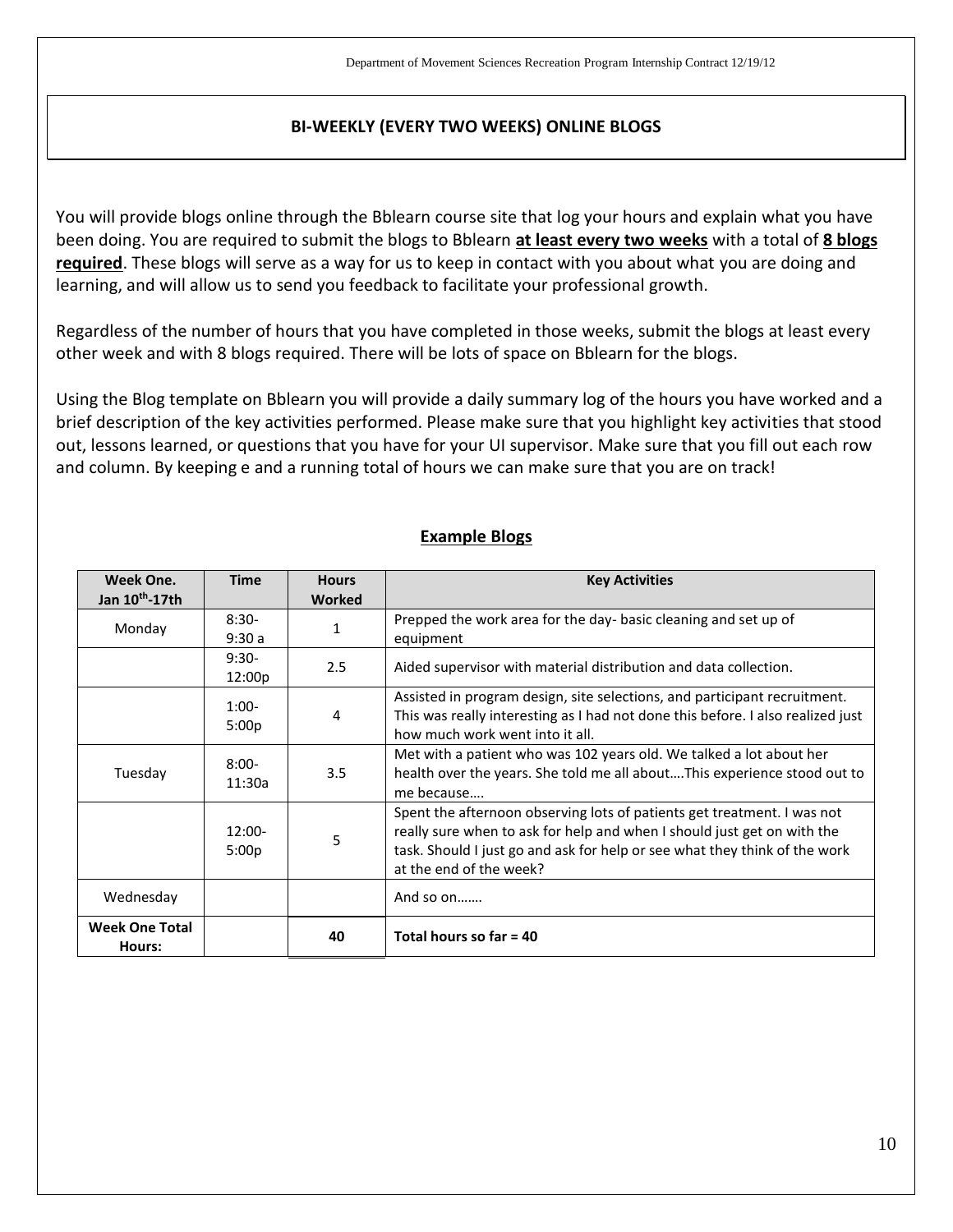## BI-WEEKLY (EVERY TWO WEEKS) ONLINE BLOGS

You will provide blogs online through the Bblearn course site that log your hours and explain what you have been doing. You are required to submit the blogs to Bblearn **at least every two weeks** with a total of **8 blogs required**. These blogs will serve as a way for us to keep in contact with you about what you are doing and learning, and will allow us to send you feedback to facilitate your professional growth.

Regardless of the number of hours that you have completed in those weeks, submit the blogs at least every other week and with 8 blogs required. There will be lots of space on Bblearn for the blogs.

Using the Blog template on Bblearn you will provide a daily summary log of the hours you have worked and a brief description of the key activities performed. Please make sure that you highlight key activities that stood out, lessons learned, or questions that you have for your UI supervisor. Make sure that you fill out each row and column. By keeping e and a running total of hours we can make sure that you are on track!

### Example Blogs

| Week One. Jan 10th-17th | Time | Hours Worked | Key Activities |
|---|---|---|---|
| Monday | 8:30-9:30 a | 1 | Prepped the work area for the day- basic cleaning and set up of equipment |
| | 9:30-12:00p | 2.5 | Aided supervisor with material distribution and data collection. |
| | 1:00-5:00p | 4 | Assisted in program design, site selections, and participant recruitment. This was really interesting as I had not done this before. I also realized just how much work went into it all. |
| Tuesday | 8:00-11:30a | 3.5 | Met with a patient who was 102 years old. We talked a lot about her health over the years. She told me all about….This experience stood out to me because…. |
| | 12:00-5:00p | 5 | Spent the afternoon observing lots of patients get treatment. I was not really sure when to ask for help and when I should just get on with the task. Should I just go and ask for help or see what they think of the work at the end of the week? |
| Wednesday | | | And so on……. |
| **Week One Total Hours:** | | **40** | **Total hours so far = 40** |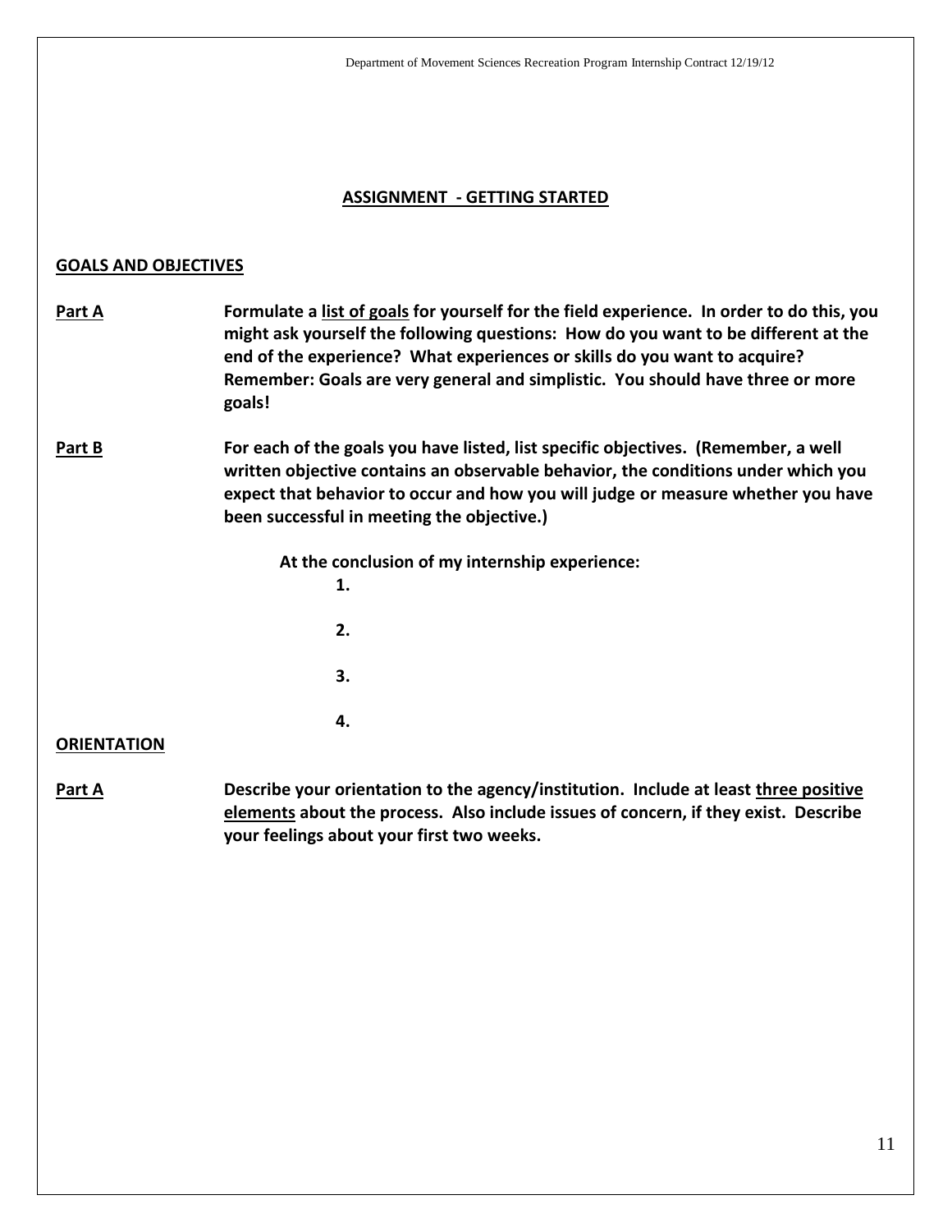## ASSIGNMENT - GETTING STARTED

### GOALS AND OBJECTIVES

**Part A** **Formulate a list of goals for yourself for the field experience. In order to do this, you might ask yourself the following questions: How do you want to be different at the end of the experience? What experiences or skills do you want to acquire? Remember: Goals are very general and simplistic. You should have three or more goals!**

**Part B** **For each of the goals you have listed, list specific objectives. (Remember, a well written objective contains an observable behavior, the conditions under which you expect that behavior to occur and how you will judge or measure whether you have been successful in meeting the objective.)**

**At the conclusion of my internship experience:**

**1.**

**2.**

**3.**

**4.**

### ORIENTATION

**Part A** **Describe your orientation to the agency/institution. Include at least three positive elements about the process. Also include issues of concern, if they exist. Describe your feelings about your first two weeks.**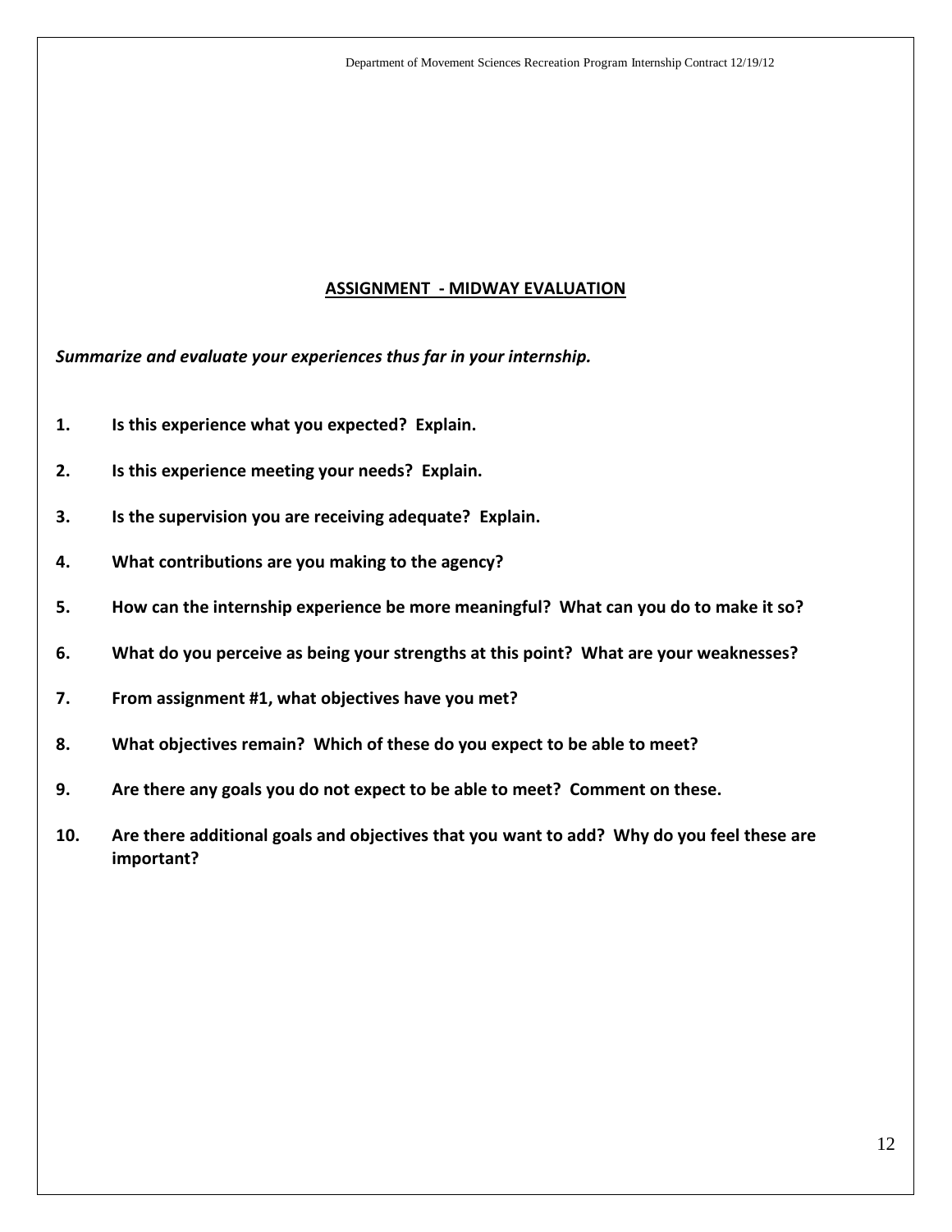## ASSIGNMENT - MIDWAY EVALUATION

***Summarize and evaluate your experiences thus far in your internship.***

1. **Is this experience what you expected? Explain.**
2. **Is this experience meeting your needs? Explain.**
3. **Is the supervision you are receiving adequate? Explain.**
4. **What contributions are you making to the agency?**
5. **How can the internship experience be more meaningful? What can you do to make it so?**
6. **What do you perceive as being your strengths at this point? What are your weaknesses?**
7. **From assignment #1, what objectives have you met?**
8. **What objectives remain? Which of these do you expect to be able to meet?**
9. **Are there any goals you do not expect to be able to meet? Comment on these.**
10. **Are there additional goals and objectives that you want to add? Why do you feel these are important?**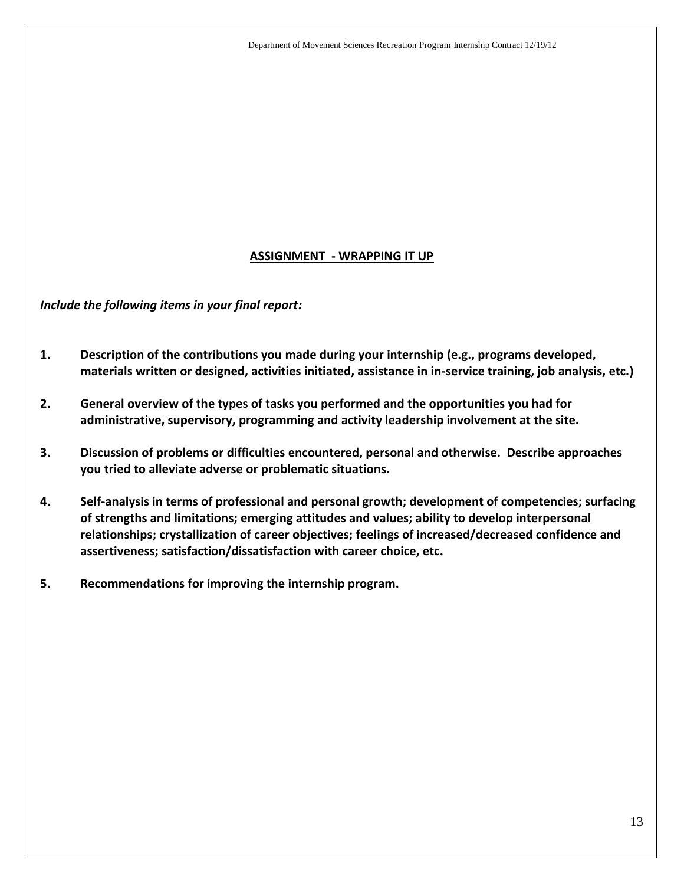## ASSIGNMENT - WRAPPING IT UP

***Include the following items in your final report:***

1. **Description of the contributions you made during your internship (e.g., programs developed, materials written or designed, activities initiated, assistance in in-service training, job analysis, etc.)**

2. **General overview of the types of tasks you performed and the opportunities you had for administrative, supervisory, programming and activity leadership involvement at the site.**

3. **Discussion of problems or difficulties encountered, personal and otherwise. Describe approaches you tried to alleviate adverse or problematic situations.**

4. **Self-analysis in terms of professional and personal growth; development of competencies; surfacing of strengths and limitations; emerging attitudes and values; ability to develop interpersonal relationships; crystallization of career objectives; feelings of increased/decreased confidence and assertiveness; satisfaction/dissatisfaction with career choice, etc.**

5. **Recommendations for improving the internship program.**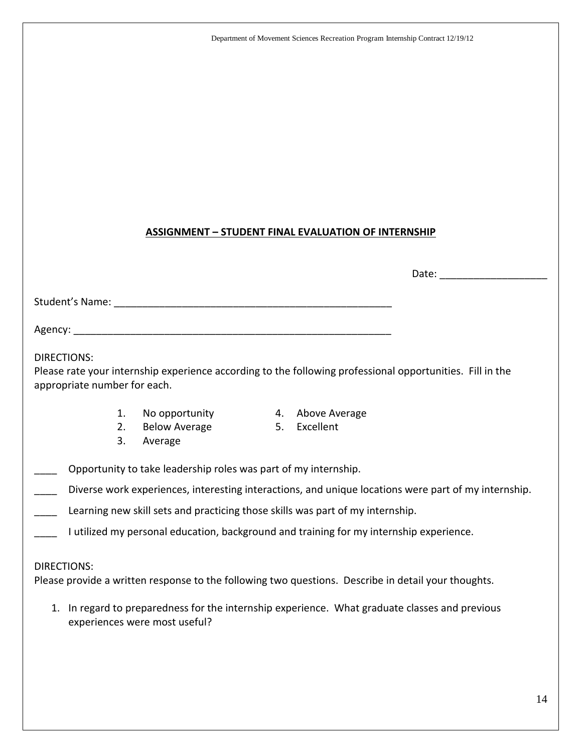## ASSIGNMENT – STUDENT FINAL EVALUATION OF INTERNSHIP

Date: ___________________

Student's Name: ___________________________________________________

Agency: _________________________________________________________

DIRECTIONS:
Please rate your internship experience according to the following professional opportunities. Fill in the appropriate number for each.

1. No opportunity
2. Below Average
3. Average
4. Above Average
5. Excellent

____ Opportunity to take leadership roles was part of my internship.

____ Diverse work experiences, interesting interactions, and unique locations were part of my internship.

____ Learning new skill sets and practicing those skills was part of my internship.

____ I utilized my personal education, background and training for my internship experience.

DIRECTIONS:
Please provide a written response to the following two questions. Describe in detail your thoughts.

1. In regard to preparedness for the internship experience. What graduate classes and previous experiences were most useful?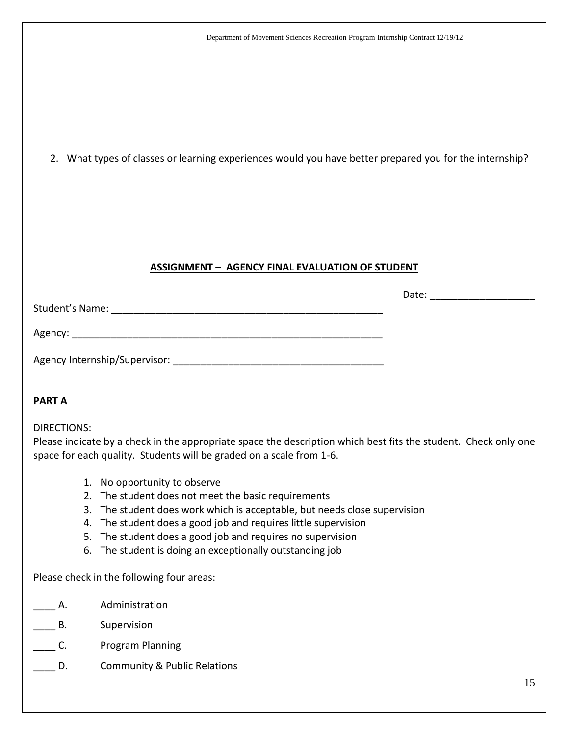2. What types of classes or learning experiences would you have better prepared you for the internship?

## ASSIGNMENT – AGENCY FINAL EVALUATION OF STUDENT

Date: ___________________

Student's Name: ___________________________________________________

Agency: _________________________________________________________

Agency Internship/Supervisor: ______________________________________

### PART A

DIRECTIONS:
Please indicate by a check in the appropriate space the description which best fits the student. Check only one space for each quality. Students will be graded on a scale from 1-6.

1. No opportunity to observe
2. The student does not meet the basic requirements
3. The student does work which is acceptable, but needs close supervision
4. The student does a good job and requires little supervision
5. The student does a good job and requires no supervision
6. The student is doing an exceptionally outstanding job

Please check in the following four areas:

____ A. Administration

____ B. Supervision

____ C. Program Planning

____ D. Community & Public Relations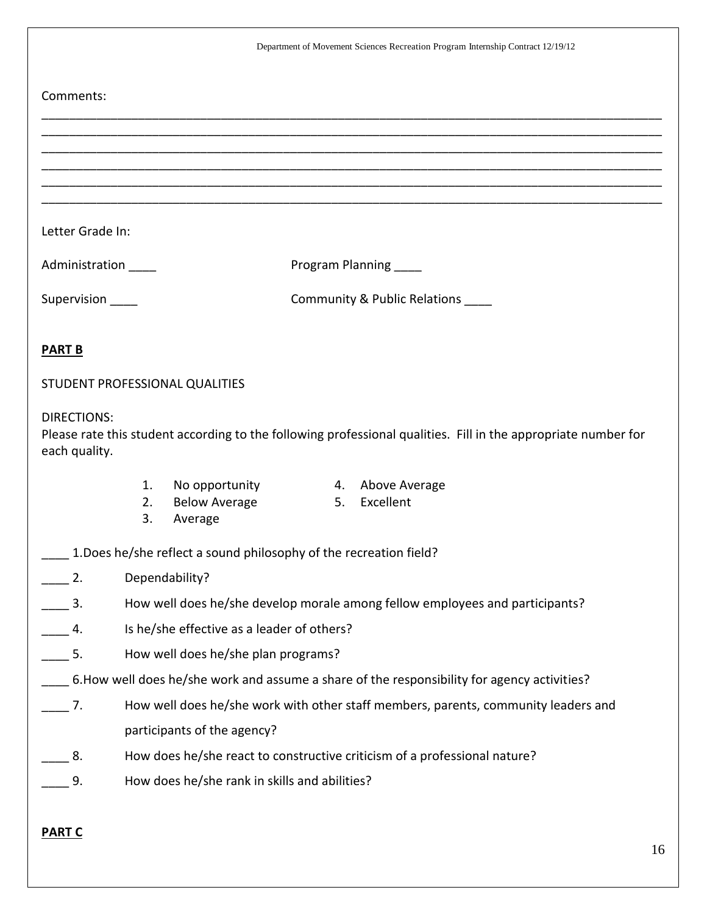Comments:

\_\_\_\_\_\_\_\_\_\_\_\_\_\_\_\_\_\_\_\_\_\_\_\_\_\_\_\_\_\_\_\_\_\_\_\_\_\_\_\_\_\_\_\_\_\_\_\_\_\_\_\_\_\_\_\_\_\_\_\_\_\_\_\_\_\_\_\_\_\_\_\_\_\_\_\_\_\_\_\_\_\_
\_\_\_\_\_\_\_\_\_\_\_\_\_\_\_\_\_\_\_\_\_\_\_\_\_\_\_\_\_\_\_\_\_\_\_\_\_\_\_\_\_\_\_\_\_\_\_\_\_\_\_\_\_\_\_\_\_\_\_\_\_\_\_\_\_\_\_\_\_\_\_\_\_\_\_\_\_\_\_\_\_\_
\_\_\_\_\_\_\_\_\_\_\_\_\_\_\_\_\_\_\_\_\_\_\_\_\_\_\_\_\_\_\_\_\_\_\_\_\_\_\_\_\_\_\_\_\_\_\_\_\_\_\_\_\_\_\_\_\_\_\_\_\_\_\_\_\_\_\_\_\_\_\_\_\_\_\_\_\_\_\_\_\_\_
\_\_\_\_\_\_\_\_\_\_\_\_\_\_\_\_\_\_\_\_\_\_\_\_\_\_\_\_\_\_\_\_\_\_\_\_\_\_\_\_\_\_\_\_\_\_\_\_\_\_\_\_\_\_\_\_\_\_\_\_\_\_\_\_\_\_\_\_\_\_\_\_\_\_\_\_\_\_\_\_\_\_
\_\_\_\_\_\_\_\_\_\_\_\_\_\_\_\_\_\_\_\_\_\_\_\_\_\_\_\_\_\_\_\_\_\_\_\_\_\_\_\_\_\_\_\_\_\_\_\_\_\_\_\_\_\_\_\_\_\_\_\_\_\_\_\_\_\_\_\_\_\_\_\_\_\_\_\_\_\_\_\_\_\_
\_\_\_\_\_\_\_\_\_\_\_\_\_\_\_\_\_\_\_\_\_\_\_\_\_\_\_\_\_\_\_\_\_\_\_\_\_\_\_\_\_\_\_\_\_\_\_\_\_\_\_\_\_\_\_\_\_\_\_\_\_\_\_\_\_\_\_\_\_\_\_\_\_\_\_\_\_\_\_\_\_\_

Letter Grade In:

Administration ____  Program Planning ____

Supervision ____  Community & Public Relations ____

**PART B**

STUDENT PROFESSIONAL QUALITIES

DIRECTIONS:
Please rate this student according to the following professional qualities. Fill in the appropriate number for each quality.

1. No opportunity
2. Below Average
3. Average
4. Above Average
5. Excellent

____ 1. Does he/she reflect a sound philosophy of the recreation field?

____ 2. Dependability?

____ 3. How well does he/she develop morale among fellow employees and participants?

____ 4. Is he/she effective as a leader of others?

____ 5. How well does he/she plan programs?

____ 6. How well does he/she work and assume a share of the responsibility for agency activities?

____ 7. How well does he/she work with other staff members, parents, community leaders and participants of the agency?

____ 8. How does he/she react to constructive criticism of a professional nature?

____ 9. How does he/she rank in skills and abilities?

**PART C**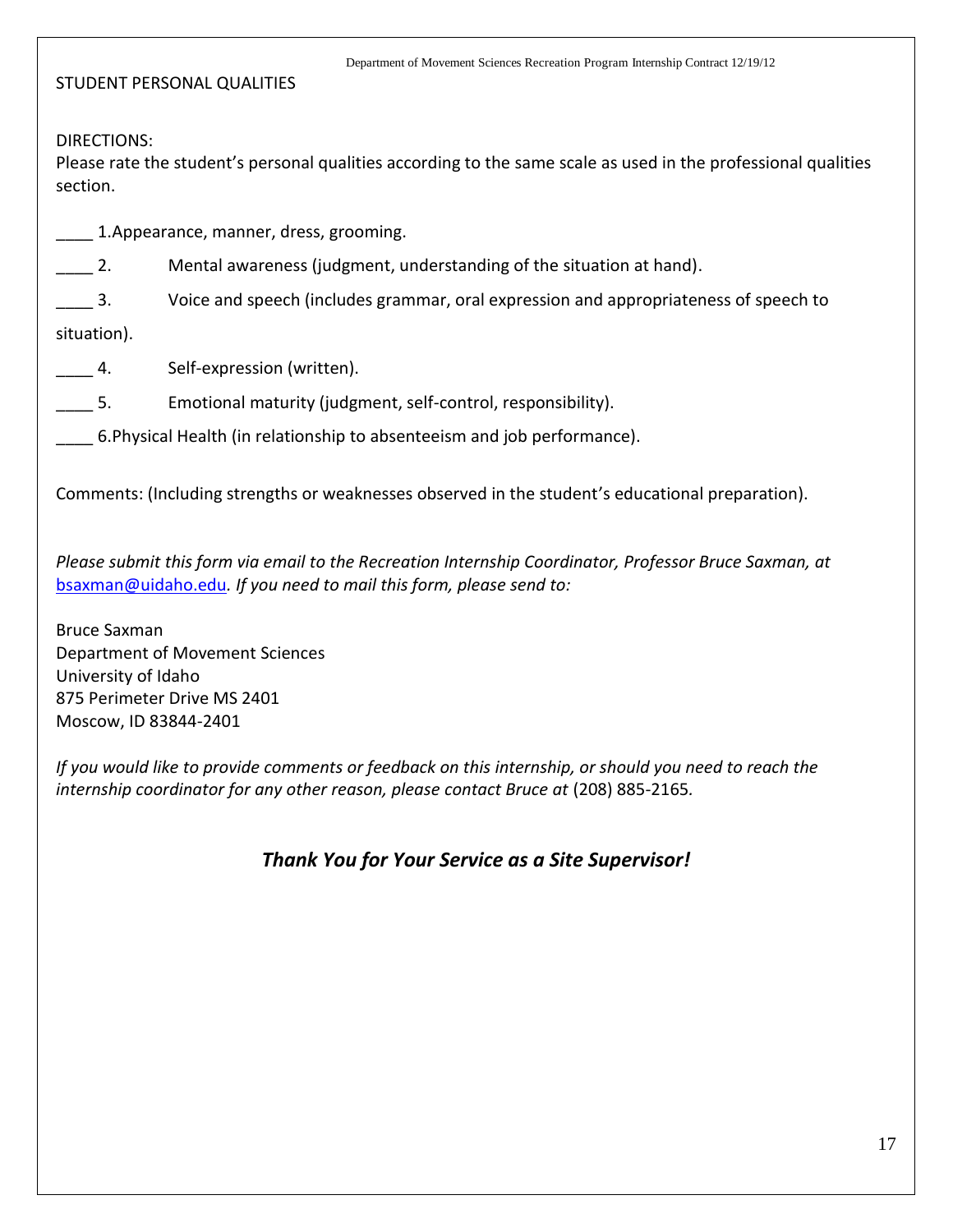STUDENT PERSONAL QUALITIES

DIRECTIONS:
Please rate the student's personal qualities according to the same scale as used in the professional qualities section.

____ 1. Appearance, manner, dress, grooming.

____ 2. Mental awareness (judgment, understanding of the situation at hand).

____ 3. Voice and speech (includes grammar, oral expression and appropriateness of speech to situation).

____ 4. Self-expression (written).

____ 5. Emotional maturity (judgment, self-control, responsibility).

____ 6. Physical Health (in relationship to absenteeism and job performance).

Comments: (Including strengths or weaknesses observed in the student's educational preparation).

*Please submit this form via email to the Recreation Internship Coordinator, Professor Bruce Saxman, at* [bsaxman@uidaho.edu](mailto:bsaxman@uidaho.edu)*. If you need to mail this form, please send to:*

Bruce Saxman
Department of Movement Sciences
University of Idaho
875 Perimeter Drive MS 2401
Moscow, ID 83844-2401

*If you would like to provide comments or feedback on this internship, or should you need to reach the internship coordinator for any other reason, please contact Bruce at* (208) 885-2165.

***Thank You for Your Service as a Site Supervisor!***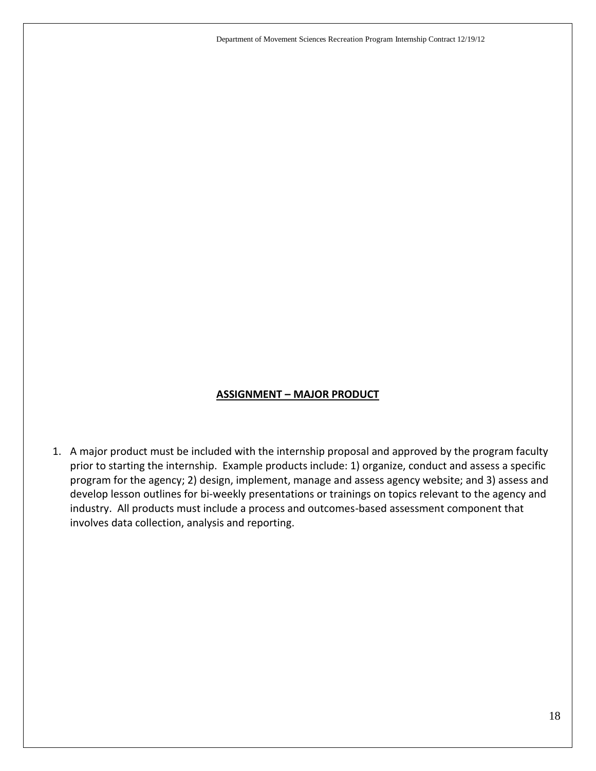## ASSIGNMENT – MAJOR PRODUCT

1. A major product must be included with the internship proposal and approved by the program faculty prior to starting the internship. Example products include: 1) organize, conduct and assess a specific program for the agency; 2) design, implement, manage and assess agency website; and 3) assess and develop lesson outlines for bi-weekly presentations or trainings on topics relevant to the agency and industry. All products must include a process and outcomes-based assessment component that involves data collection, analysis and reporting.